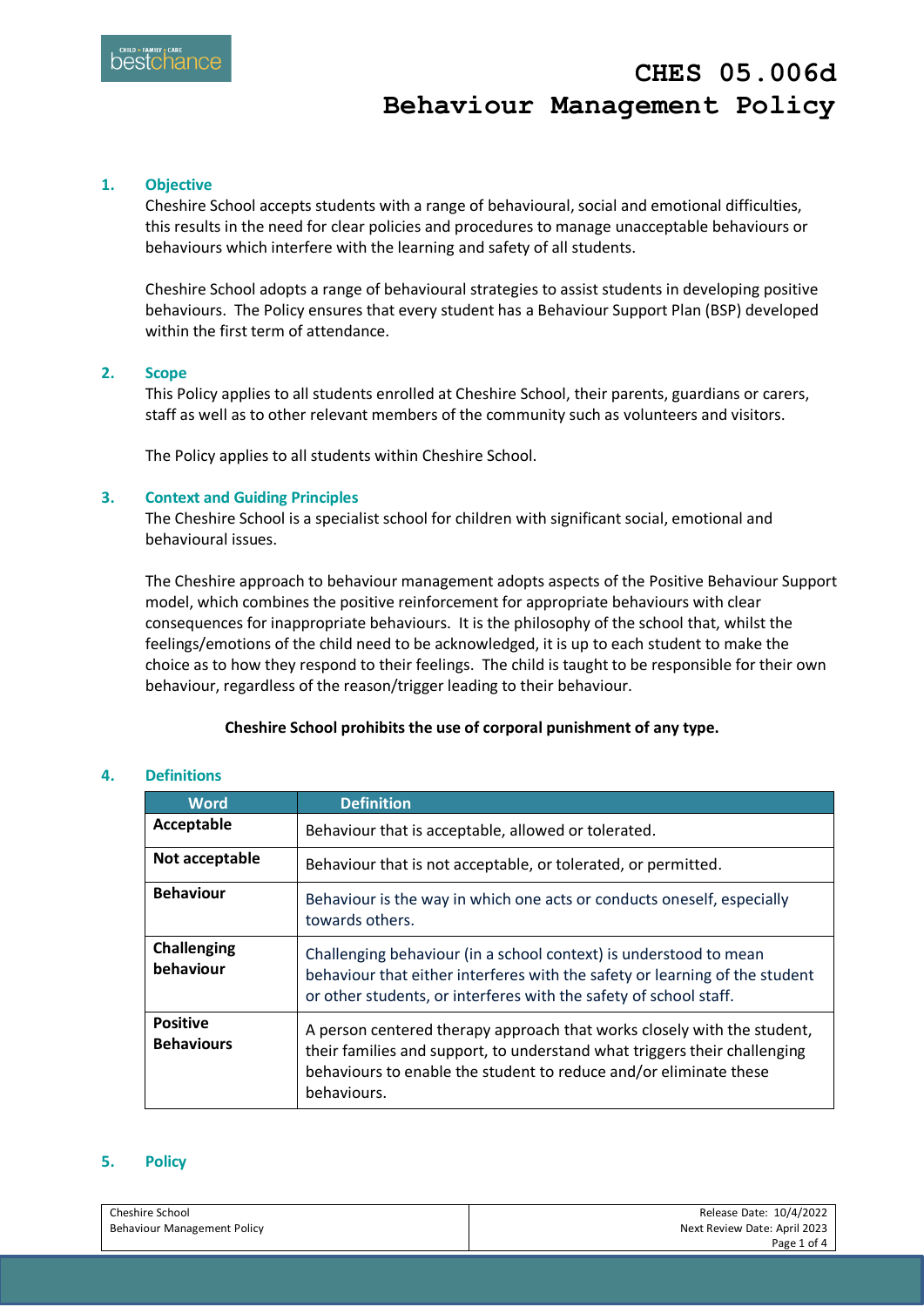# CHES 05.006d Behaviour Management Policy

## 1. Objective

Cheshire School accepts students with a range of behavioural, social and emotional difficulties, this results in the need for clear policies and procedures to manage unacceptable behaviours or behaviours which interfere with the learning and safety of all students.

Cheshire School adopts a range of behavioural strategies to assist students in developing positive behaviours. The Policy ensures that every student has a Behaviour Support Plan (BSP) developed within the first term of attendance.

## 2. Scope

This Policy applies to all students enrolled at Cheshire School, their parents, guardians or carers, staff as well as to other relevant members of the community such as volunteers and visitors.

The Policy applies to all students within Cheshire School.

## 3. Context and Guiding Principles

The Cheshire School is a specialist school for children with significant social, emotional and behavioural issues.

The Cheshire approach to behaviour management adopts aspects of the Positive Behaviour Support model, which combines the positive reinforcement for appropriate behaviours with clear consequences for inappropriate behaviours. It is the philosophy of the school that, whilst the feelings/emotions of the child need to be acknowledged, it is up to each student to make the choice as to how they respond to their feelings. The child is taught to be responsible for their own behaviour, regardless of the reason/trigger leading to their behaviour.

**Cheshire School prohibits the use of corporal punishment of any type.**

## 4. Definitions

| Word | Definition |
|---|---|
| **Acceptable** | Behaviour that is acceptable, allowed or tolerated. |
| **Not acceptable** | Behaviour that is not acceptable, or tolerated, or permitted. |
| **Behaviour** | Behaviour is the way in which one acts or conducts oneself, especially towards others. |
| **Challenging behaviour** | Challenging behaviour (in a school context) is understood to mean behaviour that either interferes with the safety or learning of the student or other students, or interferes with the safety of school staff. |
| **Positive Behaviours** | A person centered therapy approach that works closely with the student, their families and support, to understand what triggers their challenging behaviours to enable the student to reduce and/or eliminate these behaviours. |

## 5. Policy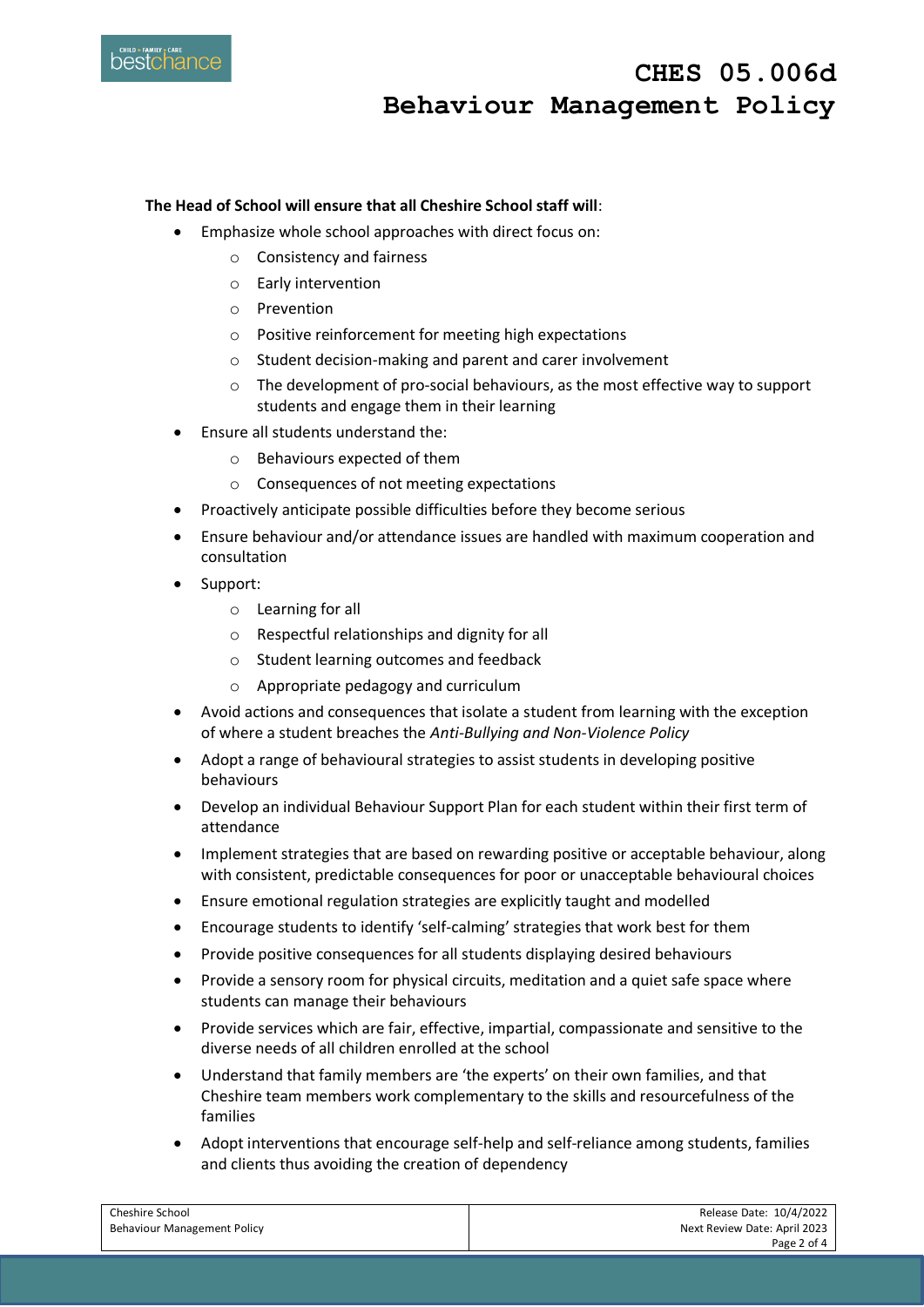**The Head of School will ensure that all Cheshire School staff will**:

- Emphasize whole school approaches with direct focus on:
    - Consistency and fairness
    - Early intervention
    - Prevention
    - Positive reinforcement for meeting high expectations
    - Student decision-making and parent and carer involvement
    - The development of pro-social behaviours, as the most effective way to support students and engage them in their learning
- Ensure all students understand the:
    - Behaviours expected of them
    - Consequences of not meeting expectations
- Proactively anticipate possible difficulties before they become serious
- Ensure behaviour and/or attendance issues are handled with maximum cooperation and consultation
- Support:
    - Learning for all
    - Respectful relationships and dignity for all
    - Student learning outcomes and feedback
    - Appropriate pedagogy and curriculum
- Avoid actions and consequences that isolate a student from learning with the exception of where a student breaches the *Anti-Bullying and Non-Violence Policy*
- Adopt a range of behavioural strategies to assist students in developing positive behaviours
- Develop an individual Behaviour Support Plan for each student within their first term of attendance
- Implement strategies that are based on rewarding positive or acceptable behaviour, along with consistent, predictable consequences for poor or unacceptable behavioural choices
- Ensure emotional regulation strategies are explicitly taught and modelled
- Encourage students to identify 'self-calming' strategies that work best for them
- Provide positive consequences for all students displaying desired behaviours
- Provide a sensory room for physical circuits, meditation and a quiet safe space where students can manage their behaviours
- Provide services which are fair, effective, impartial, compassionate and sensitive to the diverse needs of all children enrolled at the school
- Understand that family members are 'the experts' on their own families, and that Cheshire team members work complementary to the skills and resourcefulness of the families
- Adopt interventions that encourage self-help and self-reliance among students, families and clients thus avoiding the creation of dependency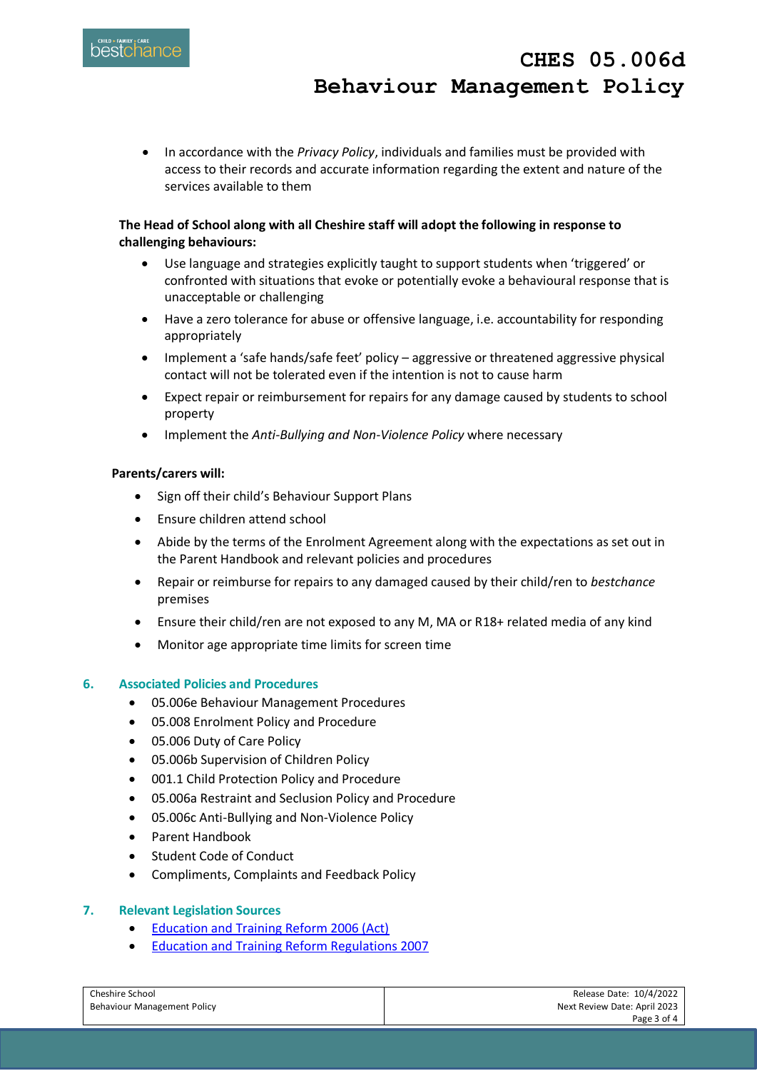- In accordance with the *Privacy Policy*, individuals and families must be provided with access to their records and accurate information regarding the extent and nature of the services available to them

**The Head of School along with all Cheshire staff will adopt the following in response to challenging behaviours:**

- Use language and strategies explicitly taught to support students when 'triggered' or confronted with situations that evoke or potentially evoke a behavioural response that is unacceptable or challenging
- Have a zero tolerance for abuse or offensive language, i.e. accountability for responding appropriately
- Implement a 'safe hands/safe feet' policy – aggressive or threatened aggressive physical contact will not be tolerated even if the intention is not to cause harm
- Expect repair or reimbursement for repairs for any damage caused by students to school property
- Implement the *Anti-Bullying and Non-Violence Policy* where necessary

**Parents/carers will:**

- Sign off their child's Behaviour Support Plans
- Ensure children attend school
- Abide by the terms of the Enrolment Agreement along with the expectations as set out in the Parent Handbook and relevant policies and procedures
- Repair or reimburse for repairs to any damaged caused by their child/ren to *bestchance* premises
- Ensure their child/ren are not exposed to any M, MA or R18+ related media of any kind
- Monitor age appropriate time limits for screen time

## 6. Associated Policies and Procedures

- 05.006e Behaviour Management Procedures
- 05.008 Enrolment Policy and Procedure
- 05.006 Duty of Care Policy
- 05.006b Supervision of Children Policy
- 001.1 Child Protection Policy and Procedure
- 05.006a Restraint and Seclusion Policy and Procedure
- 05.006c Anti-Bullying and Non-Violence Policy
- Parent Handbook
- Student Code of Conduct
- Compliments, Complaints and Feedback Policy

## 7. Relevant Legislation Sources

- Education and Training Reform 2006 (Act)
- Education and Training Reform Regulations 2007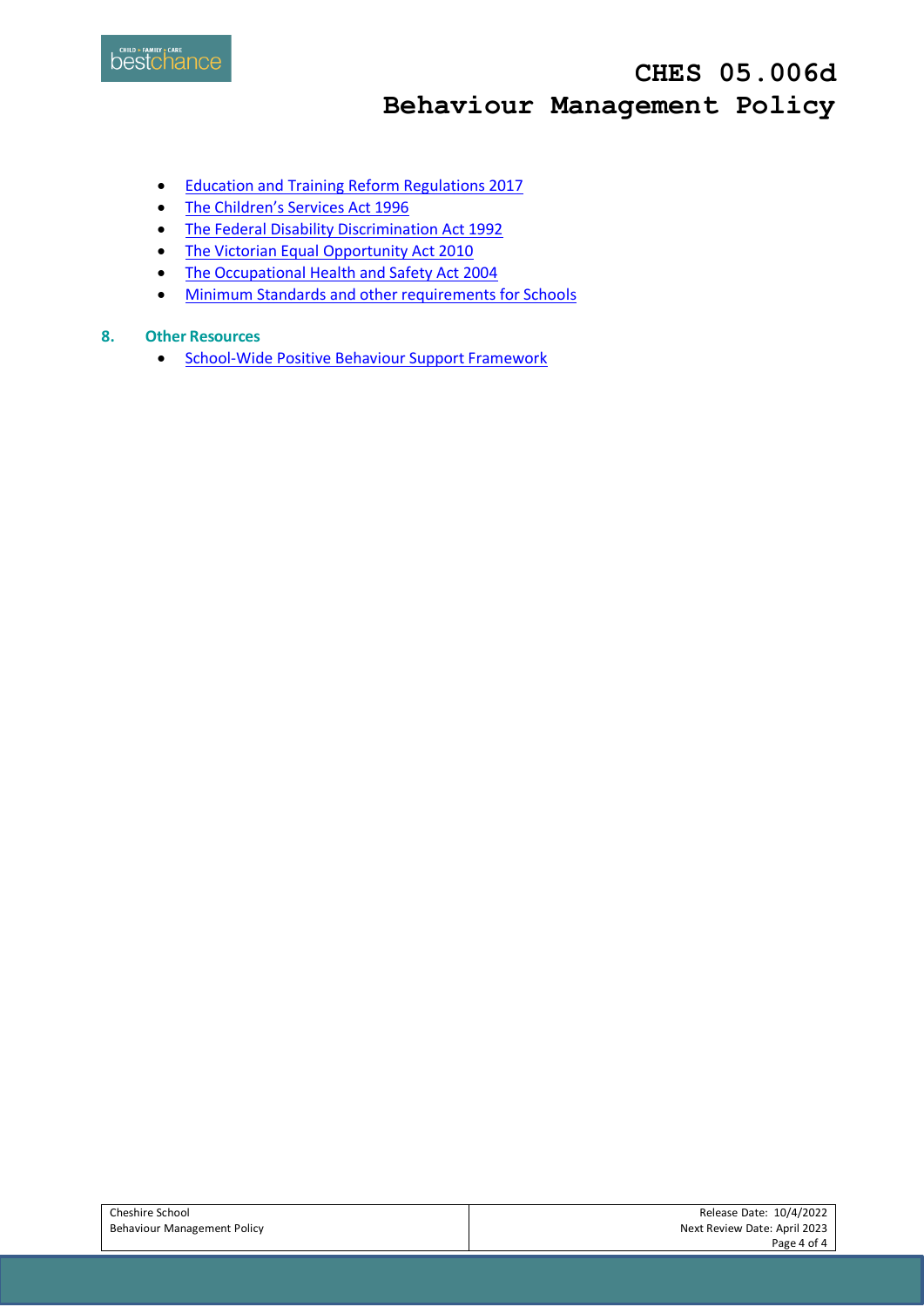- Education and Training Reform Regulations 2017
- The Children's Services Act 1996
- The Federal Disability Discrimination Act 1992
- The Victorian Equal Opportunity Act 2010
- The Occupational Health and Safety Act 2004
- Minimum Standards and other requirements for Schools

## 8. Other Resources

- School-Wide Positive Behaviour Support Framework